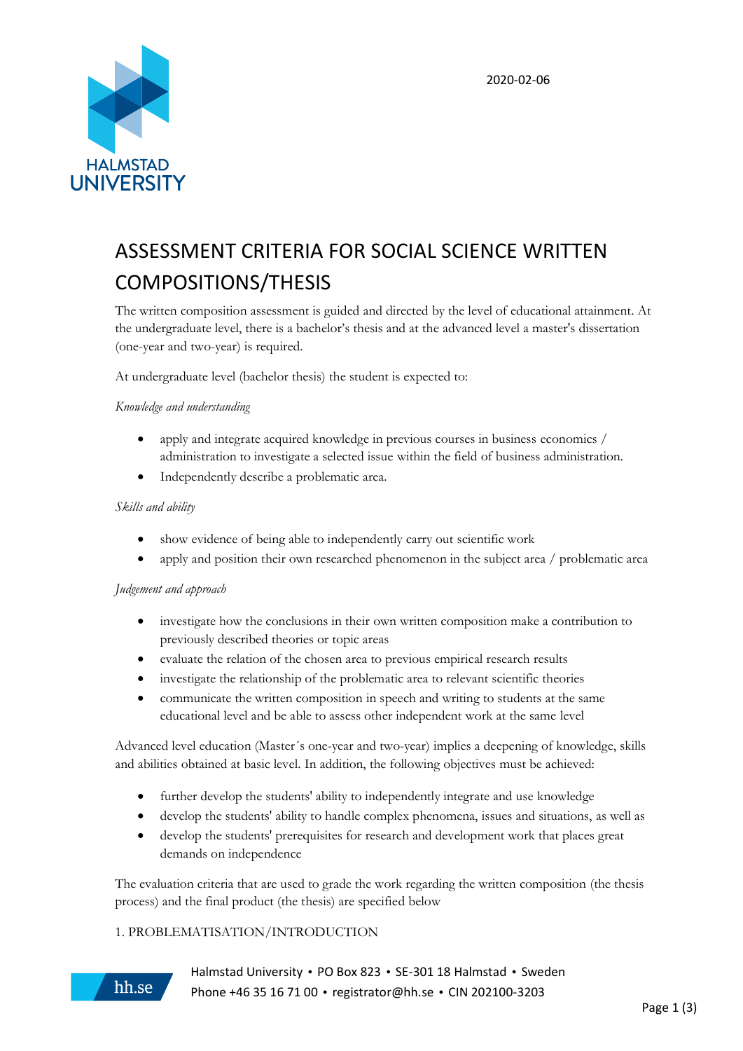2020-02-06

# ASSESSMENT CRITERIA FOR SOCIAL SCIENCE WRITTEN COMPOSITIONS/THESIS

The written composition assessment is guided and directed by the level of educational attainment. At the undergraduate level, there is a bachelor's thesis and at the advanced level a master's dissertation (one-year and two-year) is required.

At undergraduate level (bachelor thesis) the student is expected to:

*Knowledge and understanding*

- apply and integrate acquired knowledge in previous courses in business economics / administration to investigate a selected issue within the field of business administration.
- Independently describe a problematic area.

*Skills and ability*

- show evidence of being able to independently carry out scientific work
- apply and position their own researched phenomenon in the subject area / problematic area

*Judgement and approach*

- investigate how the conclusions in their own written composition make a contribution to previously described theories or topic areas
- evaluate the relation of the chosen area to previous empirical research results
- investigate the relationship of the problematic area to relevant scientific theories
- communicate the written composition in speech and writing to students at the same educational level and be able to assess other independent work at the same level

Advanced level education (Master´s one-year and two-year) implies a deepening of knowledge, skills and abilities obtained at basic level. In addition, the following objectives must be achieved:

- further develop the students' ability to independently integrate and use knowledge
- develop the students' ability to handle complex phenomena, issues and situations, as well as
- develop the students' prerequisites for research and development work that places great demands on independence

The evaluation criteria that are used to grade the work regarding the written composition (the thesis process) and the final product (the thesis) are specified below

1. PROBLEMATISATION/INTRODUCTION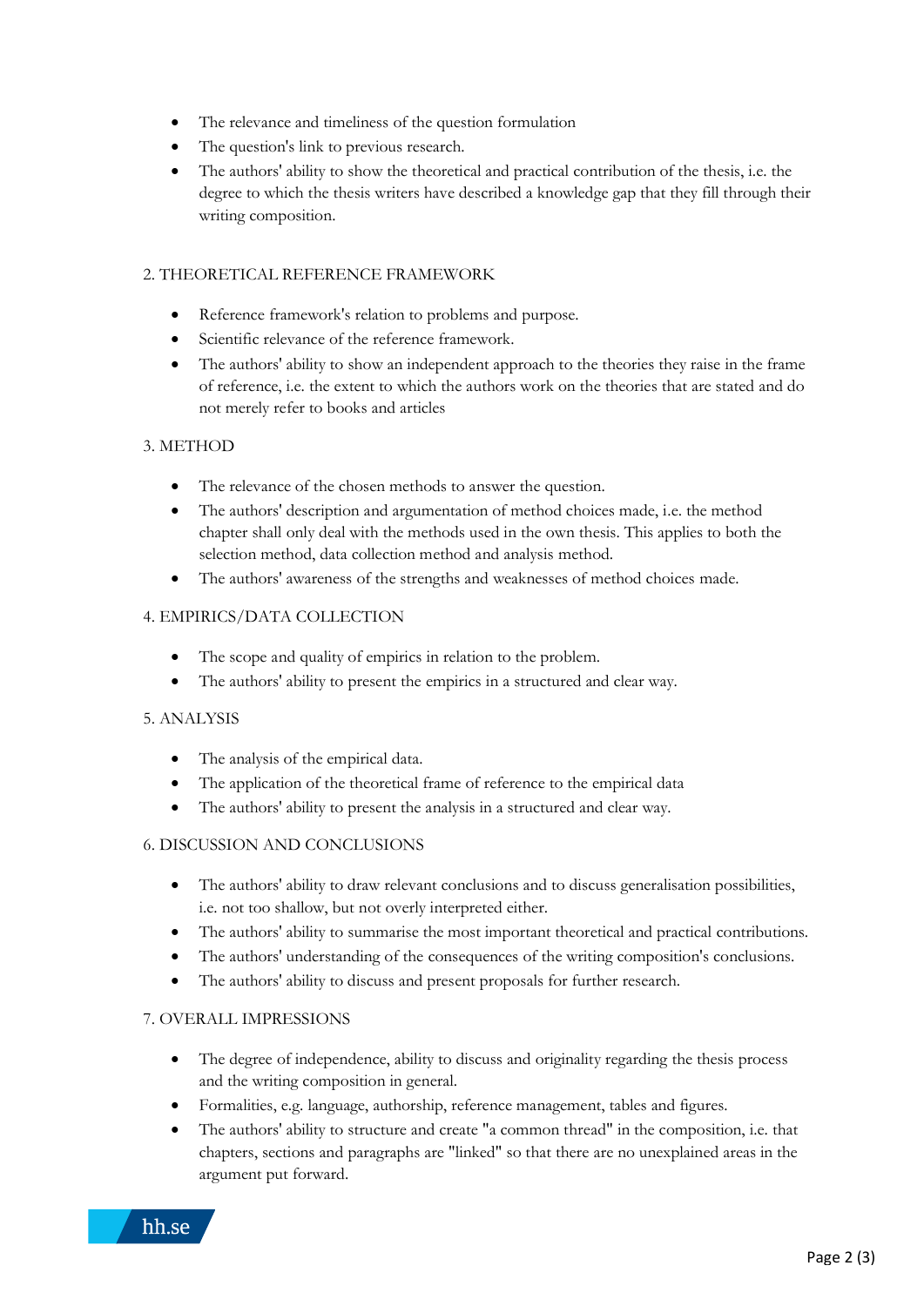- The relevance and timeliness of the question formulation
- The question's link to previous research.
- The authors' ability to show the theoretical and practical contribution of the thesis, i.e. the degree to which the thesis writers have described a knowledge gap that they fill through their writing composition.

## 2. THEORETICAL REFERENCE FRAMEWORK

- Reference framework's relation to problems and purpose.
- Scientific relevance of the reference framework.
- The authors' ability to show an independent approach to the theories they raise in the frame of reference, i.e. the extent to which the authors work on the theories that are stated and do not merely refer to books and articles

## 3. METHOD

- The relevance of the chosen methods to answer the question.
- The authors' description and argumentation of method choices made, i.e. the method chapter shall only deal with the methods used in the own thesis. This applies to both the selection method, data collection method and analysis method.
- The authors' awareness of the strengths and weaknesses of method choices made.

## 4. EMPIRICS/DATA COLLECTION

- The scope and quality of empirics in relation to the problem.
- The authors' ability to present the empirics in a structured and clear way.

## 5. ANALYSIS

- The analysis of the empirical data.
- The application of the theoretical frame of reference to the empirical data
- The authors' ability to present the analysis in a structured and clear way.

## 6. DISCUSSION AND CONCLUSIONS

- The authors' ability to draw relevant conclusions and to discuss generalisation possibilities, i.e. not too shallow, but not overly interpreted either.
- The authors' ability to summarise the most important theoretical and practical contributions.
- The authors' understanding of the consequences of the writing composition's conclusions.
- The authors' ability to discuss and present proposals for further research.

## 7. OVERALL IMPRESSIONS

- The degree of independence, ability to discuss and originality regarding the thesis process and the writing composition in general.
- Formalities, e.g. language, authorship, reference management, tables and figures.
- The authors' ability to structure and create "a common thread" in the composition, i.e. that chapters, sections and paragraphs are "linked" so that there are no unexplained areas in the argument put forward.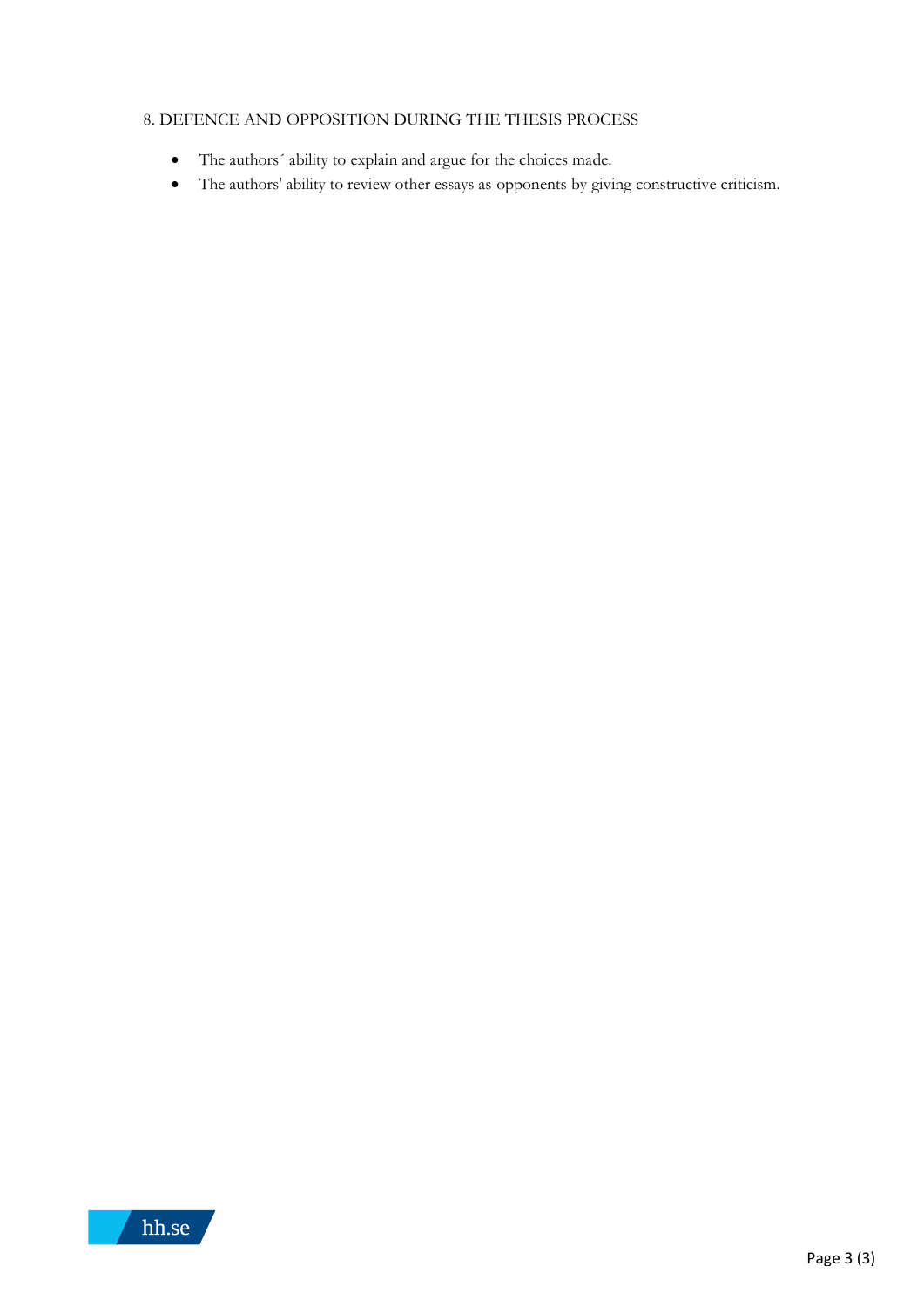8. DEFENCE AND OPPOSITION DURING THE THESIS PROCESS

- The authors´ ability to explain and argue for the choices made.
- The authors' ability to review other essays as opponents by giving constructive criticism.